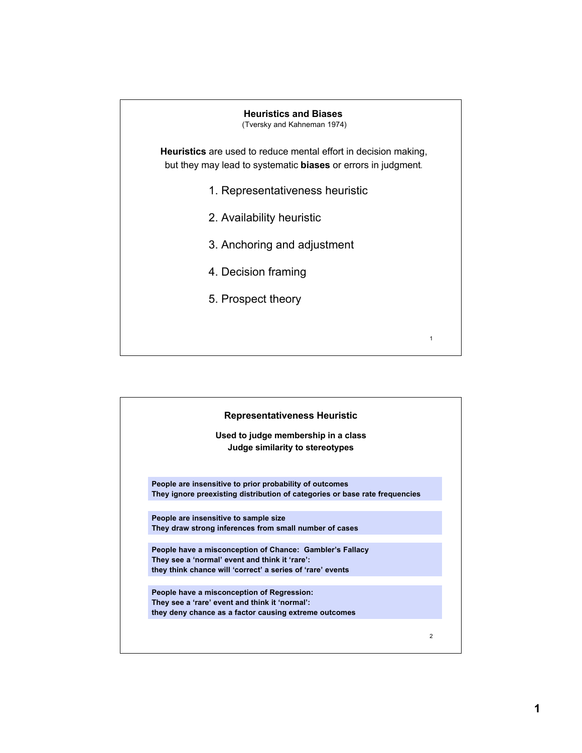## Heuristics and Biases

(Tversky and Kahneman 1974)

**Heuristics** are used to reduce mental effort in decision making, but they may lead to systematic **biases** or errors in judgment.

1. Representativeness heuristic
2. Availability heuristic
3. Anchoring and adjustment
4. Decision framing
5. Prospect theory

## Representativeness Heuristic

**Used to judge membership in a class**
**Judge similarity to stereotypes**

**People are insensitive to prior probability of outcomes**
**They ignore preexisting distribution of categories or base rate frequencies**

**People are insensitive to sample size**
**They draw strong inferences from small number of cases**

**People have a misconception of Chance: Gambler's Fallacy**
**They see a 'normal' event and think it 'rare':**
**they think chance will 'correct' a series of 'rare' events**

**People have a misconception of Regression:**
**They see a 'rare' event and think it 'normal':**
**they deny chance as a factor causing extreme outcomes**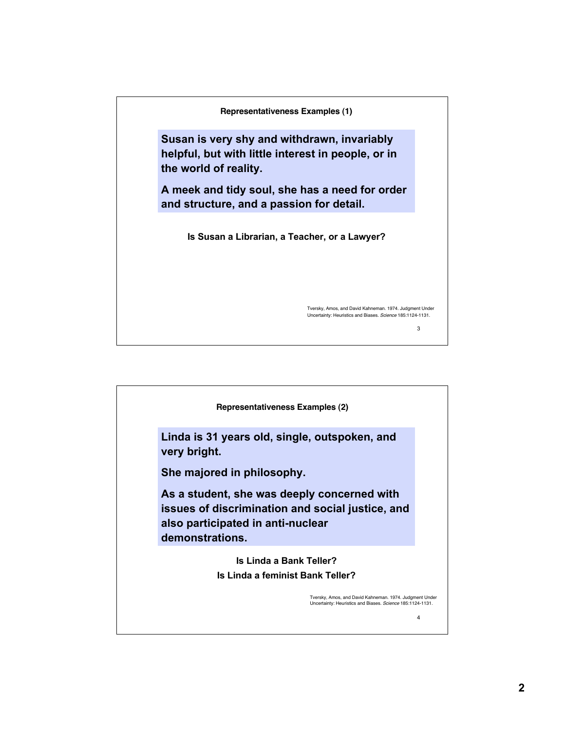## Representativeness Examples (1)

**Susan is very shy and withdrawn, invariably helpful, but with little interest in people, or in the world of reality.**

**A meek and tidy soul, she has a need for order and structure, and a passion for detail.**

**Is Susan a Librarian, a Teacher, or a Lawyer?**

Tversky, Amos, and David Kahneman. 1974. Judgment Under Uncertainty: Heuristics and Biases. *Science* 185:1124-1131.

## Representativeness Examples (2)

**Linda is 31 years old, single, outspoken, and very bright.**

**She majored in philosophy.**

**As a student, she was deeply concerned with issues of discrimination and social justice, and also participated in anti-nuclear demonstrations.**

**Is Linda a Bank Teller?**

**Is Linda a feminist Bank Teller?**

Tversky, Amos, and David Kahneman. 1974. Judgment Under Uncertainty: Heuristics and Biases. *Science* 185:1124-1131.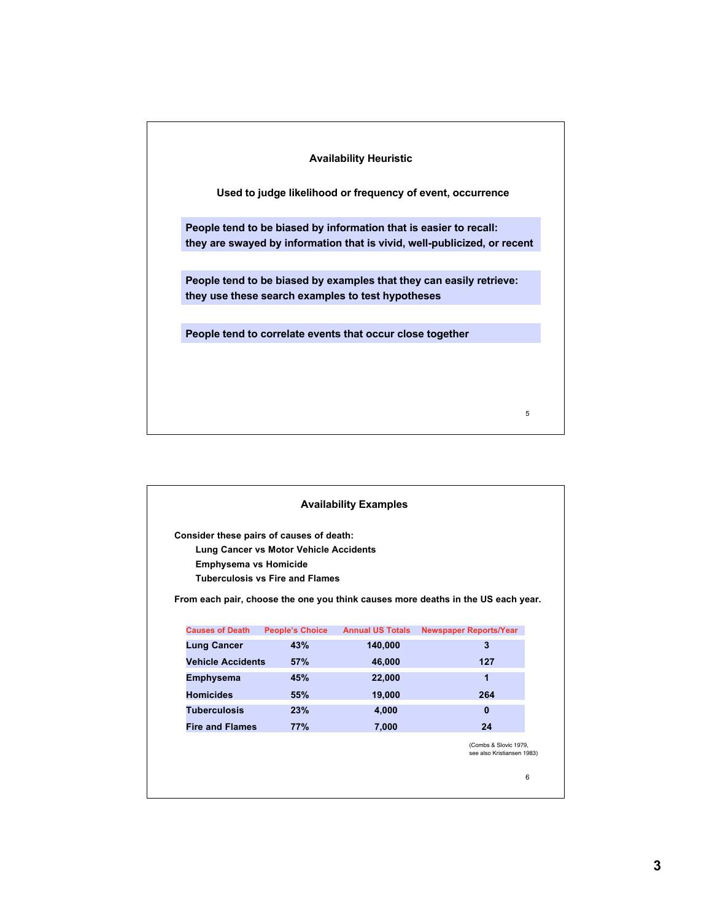## Availability Heuristic

**Used to judge likelihood or frequency of event, occurrence**

**People tend to be biased by information that is easier to recall: they are swayed by information that is vivid, well-publicized, or recent**

**People tend to be biased by examples that they can easily retrieve: they use these search examples to test hypotheses**

**People tend to correlate events that occur close together**

## Availability Examples

**Consider these pairs of causes of death:**

- **Lung Cancer vs Motor Vehicle Accidents**
- **Emphysema vs Homicide**
- **Tuberculosis vs Fire and Flames**

**From each pair, choose the one you think causes more deaths in the US each year.**

| Causes of Death | People's Choice | Annual US Totals | Newspaper Reports/Year |
|---|---|---|---|
| Lung Cancer | 43% | 140,000 | 3 |
| Vehicle Accidents | 57% | 46,000 | 127 |
| Emphysema | 45% | 22,000 | 1 |
| Homicides | 55% | 19,000 | 264 |
| Tuberculosis | 23% | 4,000 | 0 |
| Fire and Flames | 77% | 7,000 | 24 |

(Combs & Slovic 1979, see also Kristiansen 1983)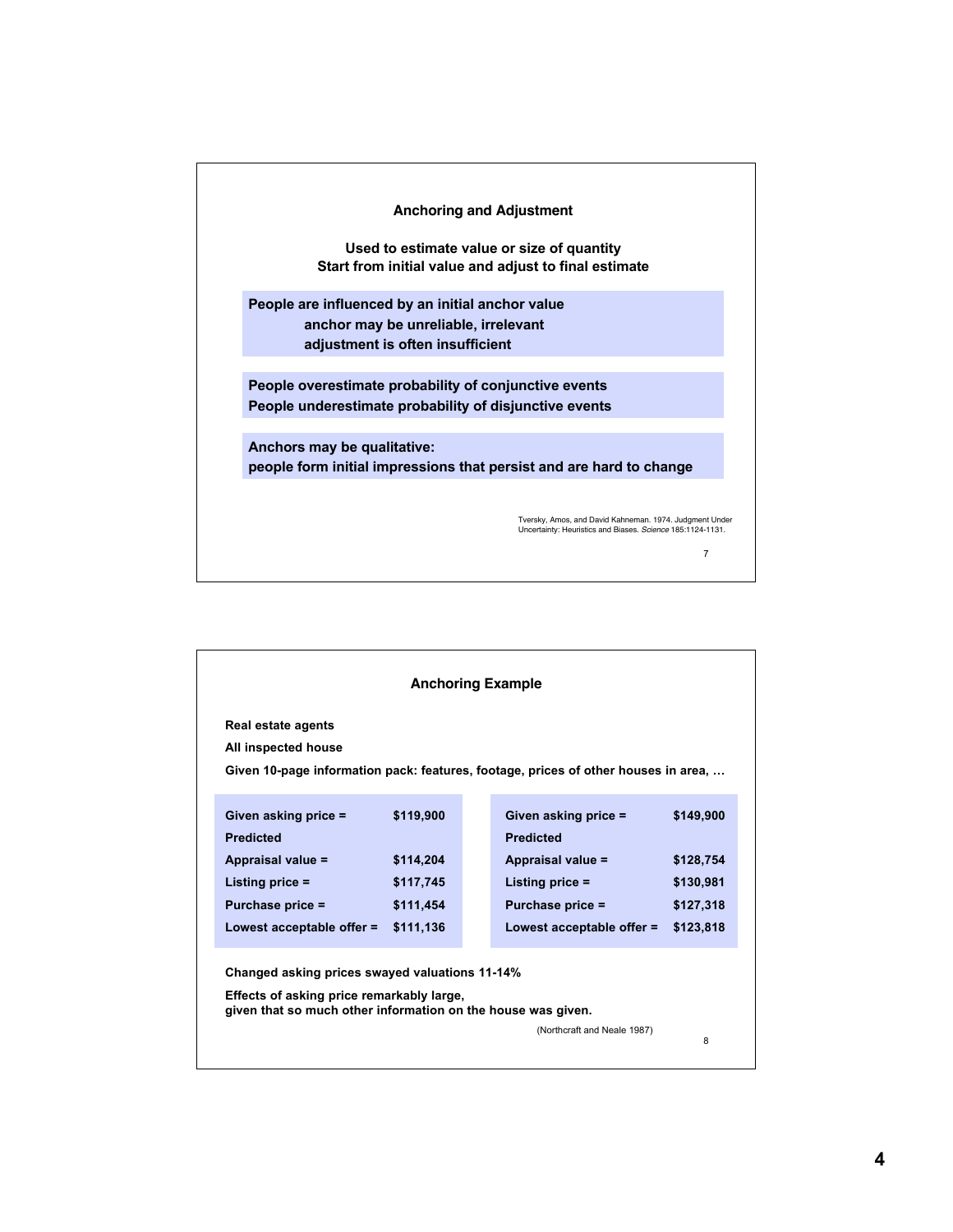## Anchoring and Adjustment

**Used to estimate value or size of quantity**
**Start from initial value and adjust to final estimate**

**People are influenced by an initial anchor value**
- **anchor may be unreliable, irrelevant**
- **adjustment is often insufficient**

**People overestimate probability of conjunctive events**
**People underestimate probability of disjunctive events**

**Anchors may be qualitative:**
**people form initial impressions that persist and are hard to change**

Tversky, Amos, and David Kahneman. 1974. Judgment Under Uncertainty: Heuristics and Biases. *Science* 185:1124-1131.

## Anchoring Example

**Real estate agents**

**All inspected house**

**Given 10-page information pack: features, footage, prices of other houses in area, …**

| | |
|---|---|
| **Given asking price =** | **$119,900** |
| **Predicted** | |
| **Appraisal value =** | **$114,204** |
| **Listing price =** | **$117,745** |
| **Purchase price =** | **$111,454** |
| **Lowest acceptable offer =** | **$111,136** |

| | |
|---|---|
| **Given asking price =** | **$149,900** |
| **Predicted** | |
| **Appraisal value =** | **$128,754** |
| **Listing price =** | **$130,981** |
| **Purchase price =** | **$127,318** |
| **Lowest acceptable offer =** | **$123,818** |

**Changed asking prices swayed valuations 11-14%**

**Effects of asking price remarkably large,**
**given that so much other information on the house was given.**

(Northcraft and Neale 1987)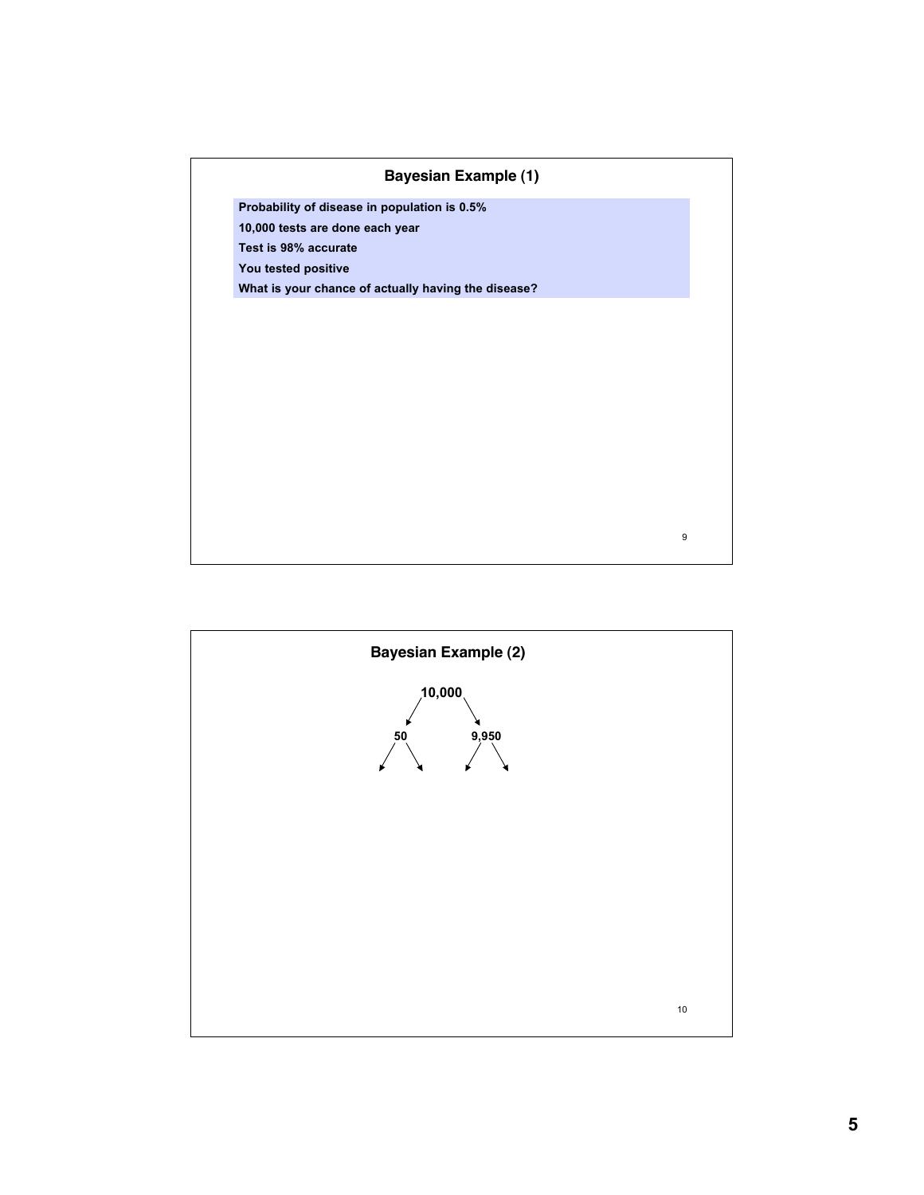## Bayesian Example (1)

**Probability of disease in population is 0.5%**

**10,000 tests are done each year**

**Test is 98% accurate**

**You tested positive**

**What is your chance of actually having the disease?**

## Bayesian Example (2)

**10,000**

- **50**
- **9,950**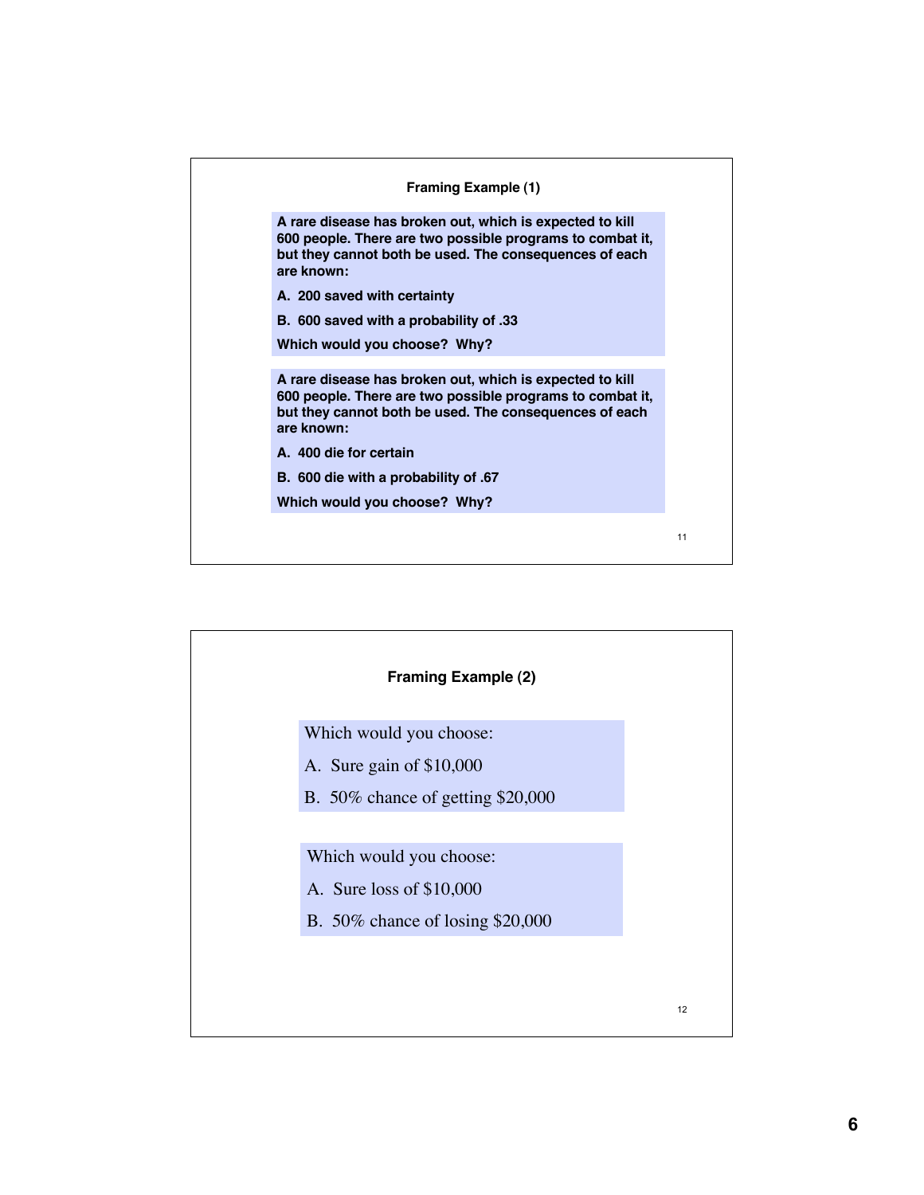## Framing Example (1)

**A rare disease has broken out, which is expected to kill 600 people. There are two possible programs to combat it, but they cannot both be used. The consequences of each are known:**

**A. 200 saved with certainty**

**B. 600 saved with a probability of .33**

**Which would you choose? Why?**

**A rare disease has broken out, which is expected to kill 600 people. There are two possible programs to combat it, but they cannot both be used. The consequences of each are known:**

**A. 400 die for certain**

**B. 600 die with a probability of .67**

**Which would you choose? Why?**

## Framing Example (2)

Which would you choose:

A. Sure gain of $10,000

B. 50% chance of getting $20,000

Which would you choose:

A. Sure loss of $10,000

B. 50% chance of losing $20,000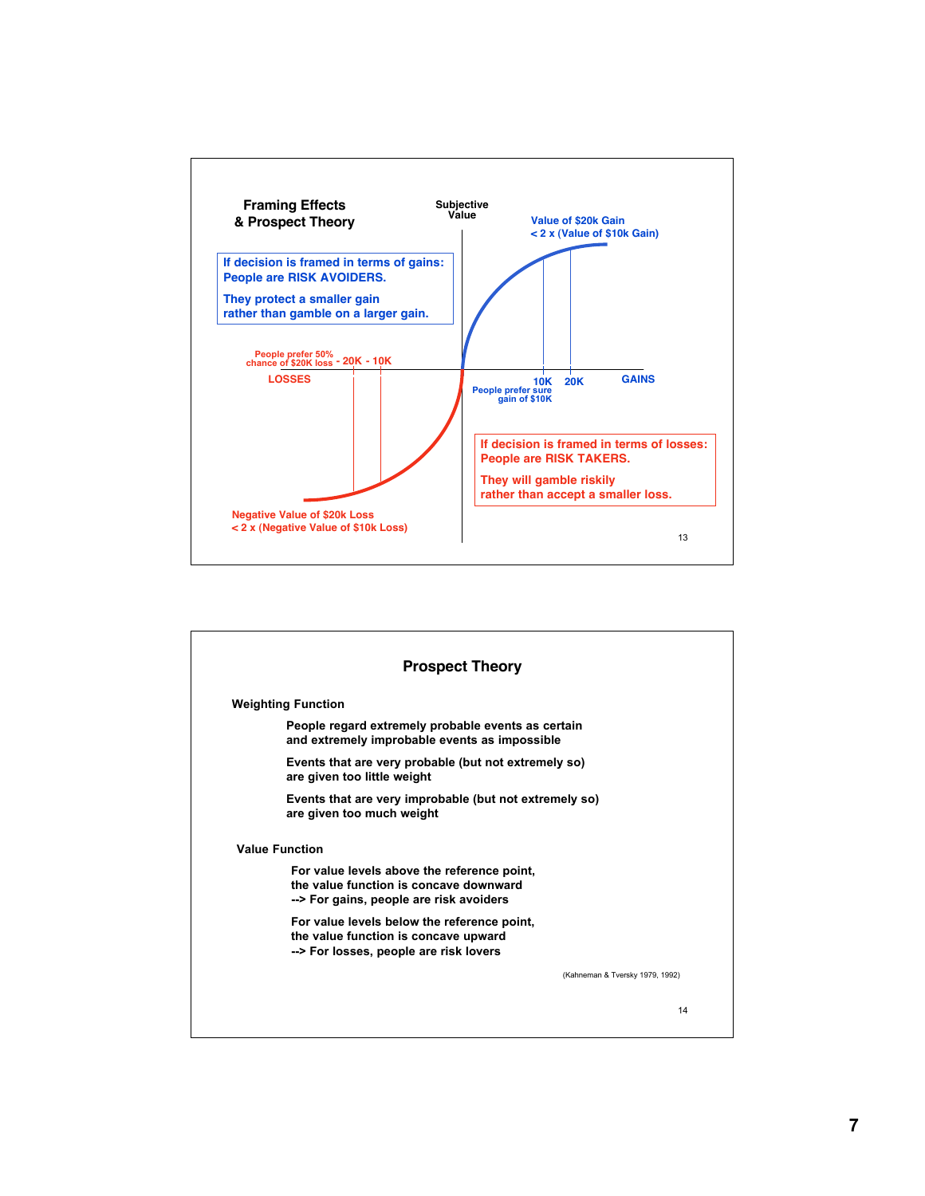## Framing Effects & Prospect Theory

Subjective Value

Value of $20k Gain
< 2 x (Value of $10k Gain)

**If decision is framed in terms of gains: People are RISK AVOIDERS.**

**They protect a smaller gain rather than gamble on a larger gain.**

People prefer 50% chance of $20K loss - 20K - 10K

LOSSES

10K 20K GAINS

People prefer sure gain of $10K

**If decision is framed in terms of losses: People are RISK TAKERS.**

**They will gamble riskily rather than accept a smaller loss.**

Negative Value of $20k Loss
< 2 x (Negative Value of $10k Loss)

## Prospect Theory

**Weighting Function**

People regard extremely probable events as certain and extremely improbable events as impossible

Events that are very probable (but not extremely so) are given too little weight

Events that are very improbable (but not extremely so) are given too much weight

**Value Function**

For value levels above the reference point, the value function is concave downward
--> For gains, people are risk avoiders

For value levels below the reference point, the value function is concave upward
--> For losses, people are risk lovers

(Kahneman & Tversky 1979, 1992)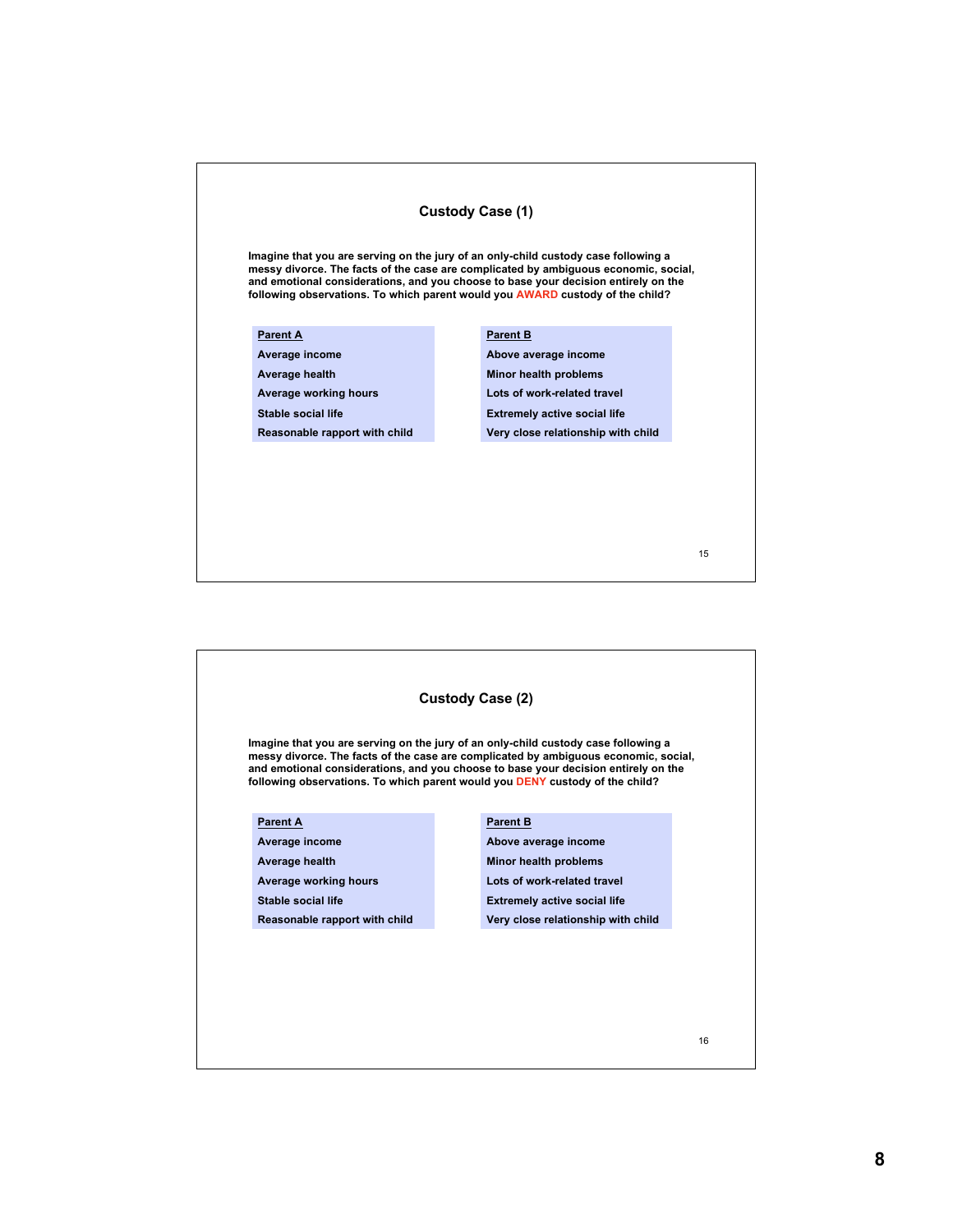## Custody Case (1)

**Imagine that you are serving on the jury of an only-child custody case following a messy divorce. The facts of the case are complicated by ambiguous economic, social, and emotional considerations, and you choose to base your decision entirely on the following observations. To which parent would you AWARD custody of the child?**

| Parent A | Parent B |
|---|---|
| Average income | Above average income |
| Average health | Minor health problems |
| Average working hours | Lots of work-related travel |
| Stable social life | Extremely active social life |
| Reasonable rapport with child | Very close relationship with child |

## Custody Case (2)

**Imagine that you are serving on the jury of an only-child custody case following a messy divorce. The facts of the case are complicated by ambiguous economic, social, and emotional considerations, and you choose to base your decision entirely on the following observations. To which parent would you DENY custody of the child?**

| Parent A | Parent B |
|---|---|
| Average income | Above average income |
| Average health | Minor health problems |
| Average working hours | Lots of work-related travel |
| Stable social life | Extremely active social life |
| Reasonable rapport with child | Very close relationship with child |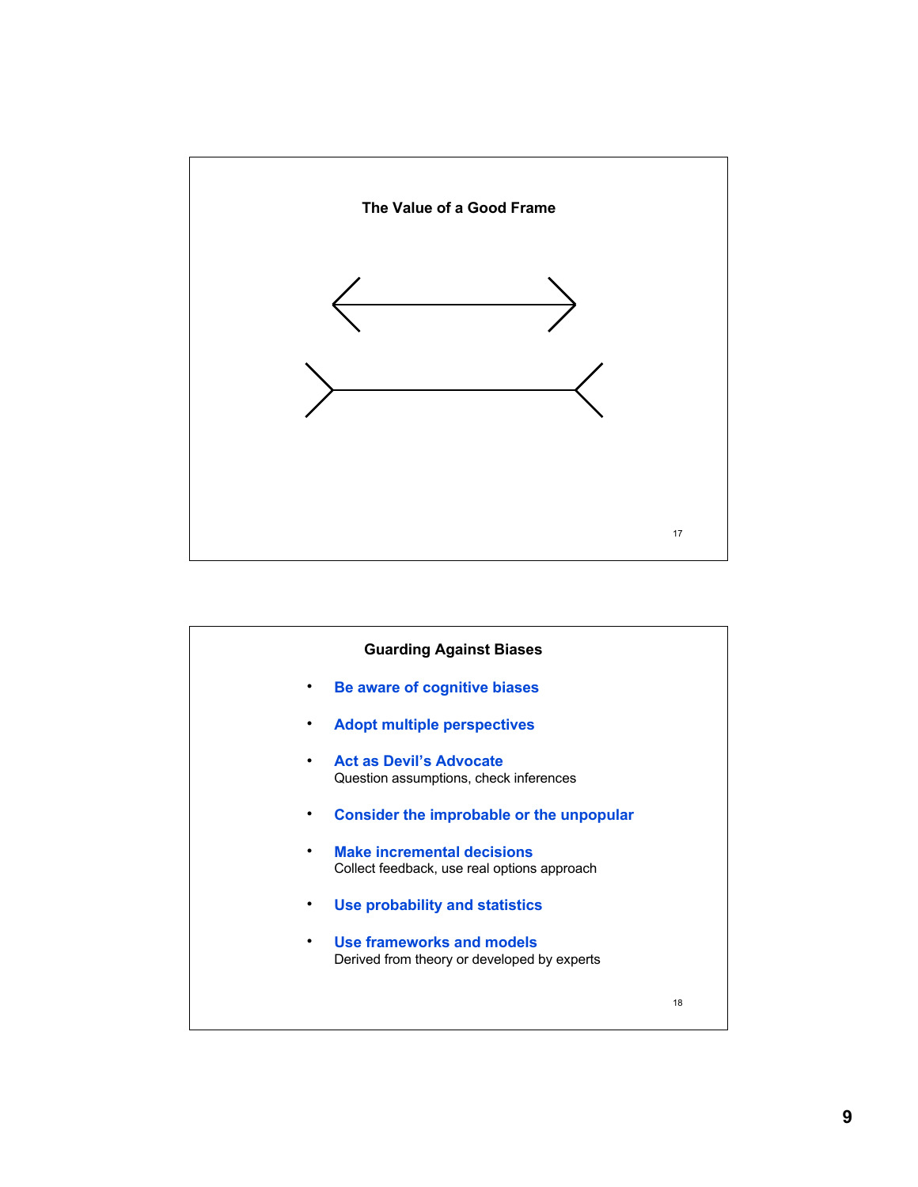## The Value of a Good Frame

## Guarding Against Biases

- **Be aware of cognitive biases**
- **Adopt multiple perspectives**
- **Act as Devil's Advocate**
  Question assumptions, check inferences
- **Consider the improbable or the unpopular**
- **Make incremental decisions**
  Collect feedback, use real options approach
- **Use probability and statistics**
- **Use frameworks and models**
  Derived from theory or developed by experts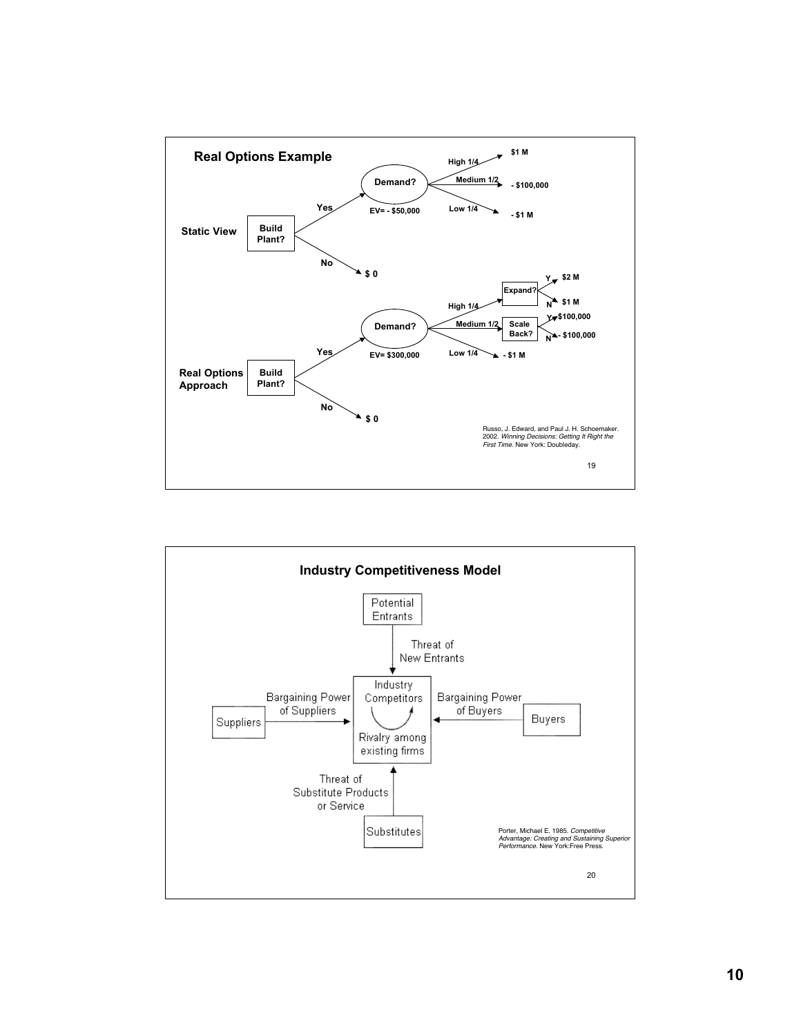## Real Options Example

**Static View**

**Build Plant?**

**Yes**

**Demand?**

**EV= - $50,000**

**High 1/4** — **$1 M**

**Medium 1/2** — **- $100,000**

**Low 1/4** — **- $1 M**

**No** — **$ 0**

**Real Options Approach**

**Build Plant?**

**Yes**

**Demand?**

**EV= $300,000**

**High 1/4** — **Expand?** — **Y** **$2 M** / **N** **$1 M**

**Medium 1/2** — **Scale Back?** — **Y** **$100,000** / **N** **- $100,000**

**Low 1/4** — **- $1 M**

**No** — **$ 0**

Russo, J. Edward, and Paul J. H. Schoemaker. 2002. *Winning Decisions: Getting It Right the First Time*. New York: Doubleday.

## Industry Competitiveness Model

Potential Entrants

Threat of New Entrants

Suppliers

Bargaining Power of Suppliers

Industry Competitors

Rivalry among existing firms

Bargaining Power of Buyers

Buyers

Threat of Substitute Products or Service

Substitutes

Porter, Michael E. 1985. *Competitive Advantage: Creating and Sustaining Superior Performance*. New York:Free Press.